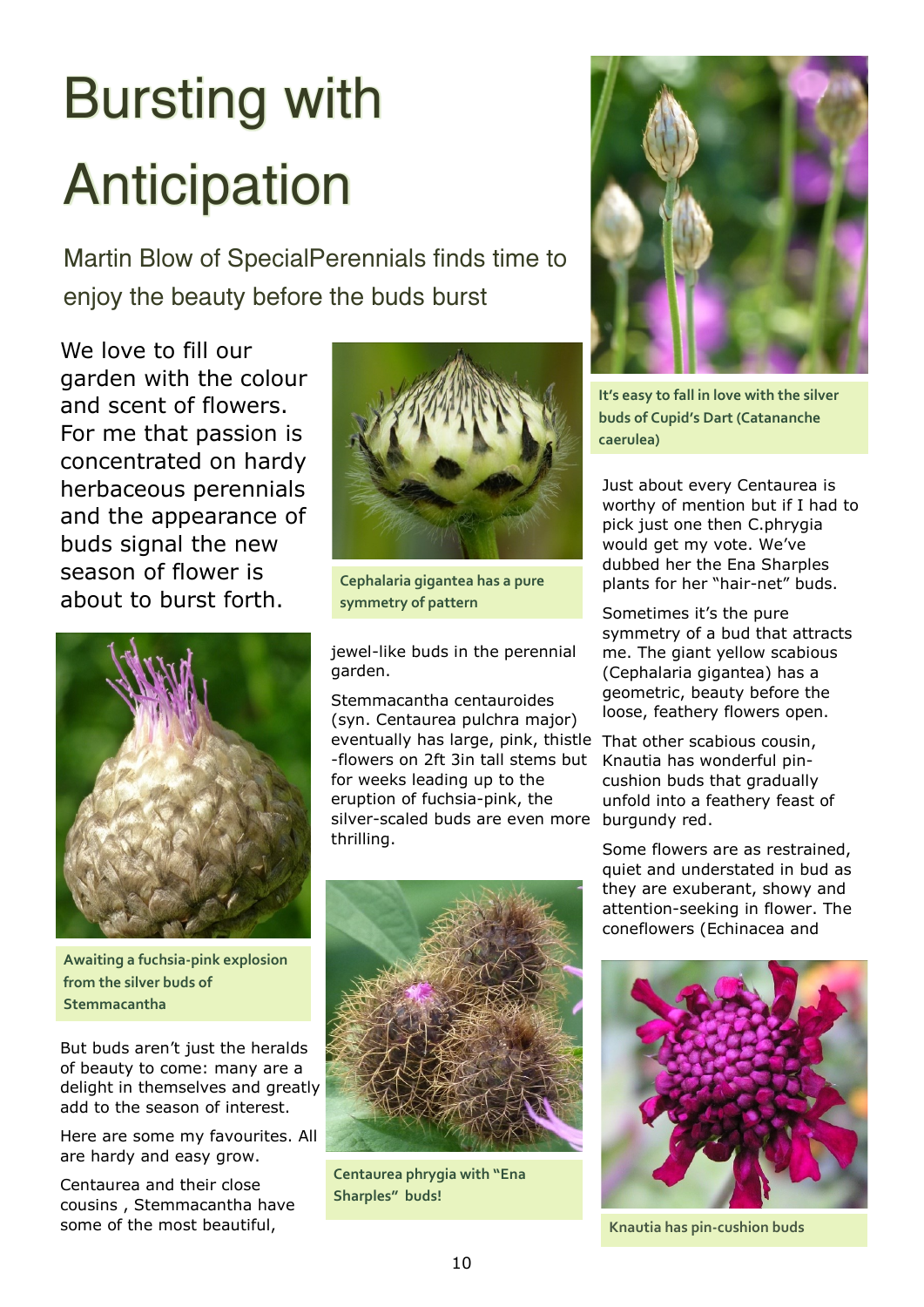# Bursting with Anticipation

Martin Blow of SpecialPerennials finds time to enjoy the beauty before the buds burst

We love to fill our garden with the colour and scent of flowers. For me that passion is concentrated on hardy herbaceous perennials and the appearance of buds signal the new season of flower is about to burst forth.

Awaiting a fuchsia-pink explosion from the silver buds of Stemmacantha

But buds aren't just the heralds of beauty to come: many are a delight in themselves and greatly add to the season of interest.

Here are some my favourites. All are hardy and easy grow.

Centaurea and their close cousins , Stemmacantha have some of the most beautiful, jewel-like buds in the perennial garden.

Cephalaria gigantea has a pure symmetry of pattern

Stemmacantha centauroides (syn. Centaurea pulchra major) eventually has large, pink, thistle -flowers on 2ft 3in tall stems but for weeks leading up to the eruption of fuchsia-pink, the silver-scaled buds are even more thrilling.

Centaurea phrygia with "Ena Sharples" buds!

It's easy to fall in love with the silver buds of Cupid's Dart (Catananche caerulea)

Just about every Centaurea is worthy of mention but if I had to pick just one then C.phrygia would get my vote. We've dubbed her the Ena Sharples plants for her "hair-net" buds.

Sometimes it's the pure symmetry of a bud that attracts me. The giant yellow scabious (Cephalaria gigantea) has a geometric, beauty before the loose, feathery flowers open.

That other scabious cousin, Knautia has wonderful pin-cushion buds that gradually unfold into a feathery feast of burgundy red.

Some flowers are as restrained, quiet and understated in bud as they are exuberant, showy and attention-seeking in flower. The coneflowers (Echinacea and

Knautia has pin-cushion buds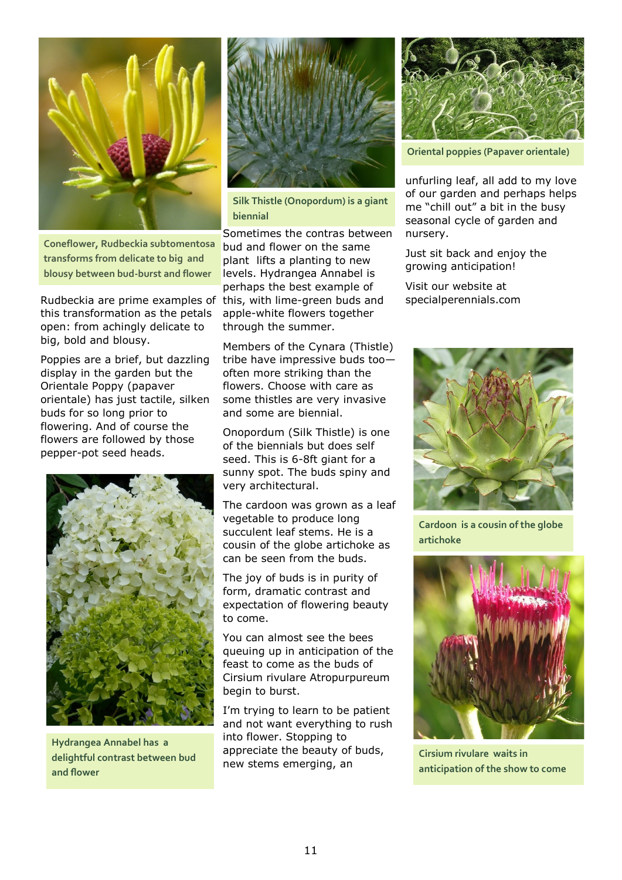Coneflower, Rudbeckia subtomentosa transforms from delicate to big and blousy between bud-burst and flower

Rudbeckia are prime examples of this transformation as the petals open: from achingly delicate to big, bold and blousy.

Poppies are a brief, but dazzling display in the garden but the Orientale Poppy (papaver orientale) has just tactile, silken buds for so long prior to flowering. And of course the flowers are followed by those pepper-pot seed heads.

Hydrangea Annabel has a delightful contrast between bud and flower

Silk Thistle (Onopordum) is a giant biennial

Sometimes the contras between bud and flower on the same plant lifts a planting to new levels. Hydrangea Annabel is perhaps the best example of this, with lime-green buds and apple-white flowers together through the summer.

Members of the Cynara (Thistle) tribe have impressive buds too—often more striking than the flowers. Choose with care as some thistles are very invasive and some are biennial.

Onopordum (Silk Thistle) is one of the biennials but does self seed. This is 6-8ft giant for a sunny spot. The buds spiny and very architectural.

The cardoon was grown as a leaf vegetable to produce long succulent leaf stems. He is a cousin of the globe artichoke as can be seen from the buds.

The joy of buds is in purity of form, dramatic contrast and expectation of flowering beauty to come.

You can almost see the bees queuing up in anticipation of the feast to come as the buds of Cirsium rivulare Atropurpureum begin to burst.

I'm trying to learn to be patient and not want everything to rush into flower. Stopping to appreciate the beauty of buds, new stems emerging, an unfurling leaf, all add to my love of our garden and perhaps helps me "chill out" a bit in the busy seasonal cycle of garden and nursery.

Just sit back and enjoy the growing anticipation!

Visit our website at specialperennials.com

Oriental poppies (Papaver orientale)

Cardoon is a cousin of the globe artichoke

Cirsium rivulare waits in anticipation of the show to come